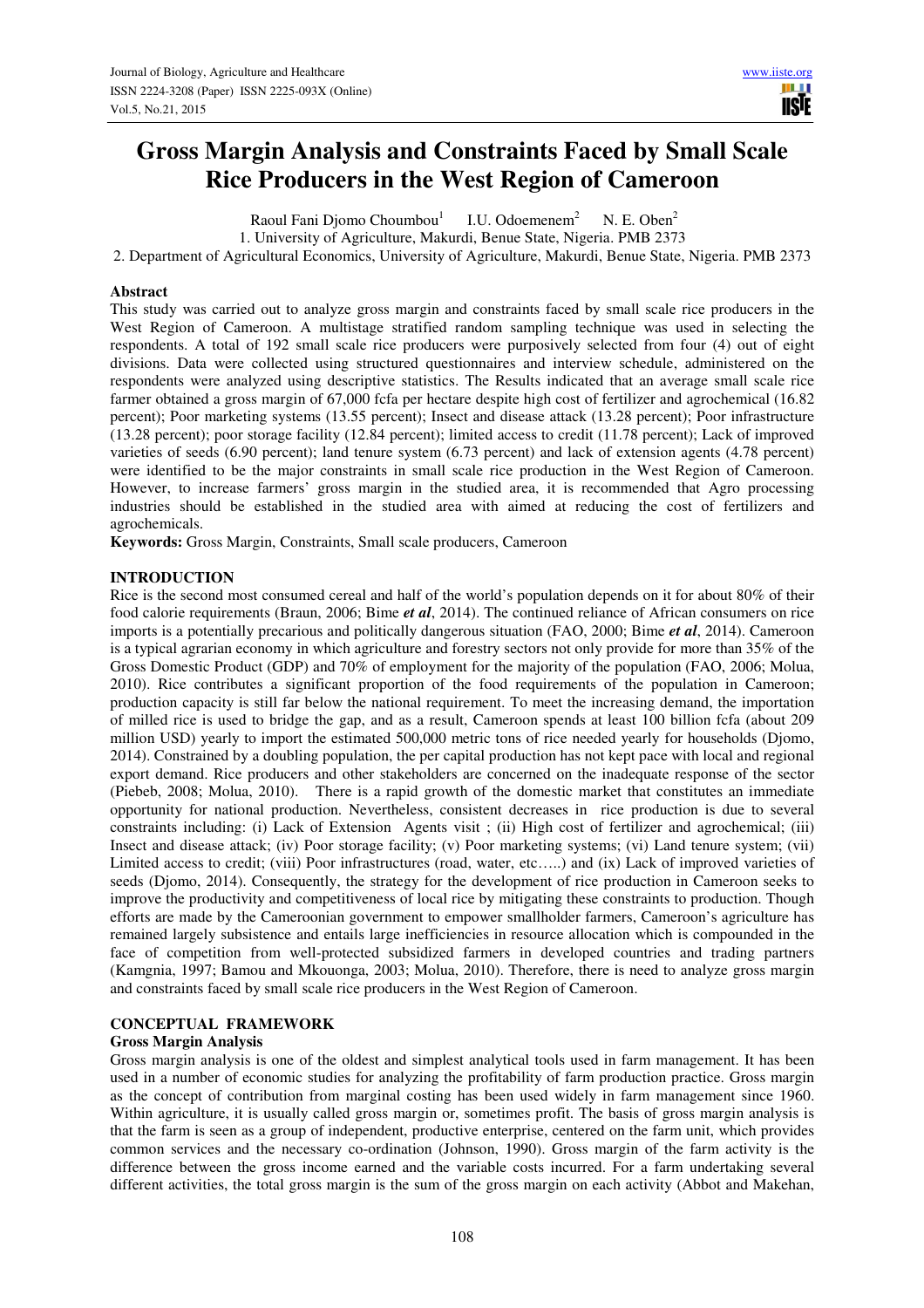# Gross Margin Analysis and Constraints Faced by Small Scale Rice Producers in the West Region of Cameroon

Raoul Fani Djomo Choumbou[1] I.U. Odoemenem[2] N. E. Oben[2]

1. University of Agriculture, Makurdi, Benue State, Nigeria. PMB 2373
2. Department of Agricultural Economics, University of Agriculture, Makurdi, Benue State, Nigeria. PMB 2373

## Abstract

This study was carried out to analyze gross margin and constraints faced by small scale rice producers in the West Region of Cameroon. A multistage stratified random sampling technique was used in selecting the respondents. A total of 192 small scale rice producers were purposively selected from four (4) out of eight divisions. Data were collected using structured questionnaires and interview schedule, administered on the respondents were analyzed using descriptive statistics. The Results indicated that an average small scale rice farmer obtained a gross margin of 67,000 fcfa per hectare despite high cost of fertilizer and agrochemical (16.82 percent); Poor marketing systems (13.55 percent); Insect and disease attack (13.28 percent); Poor infrastructure (13.28 percent); poor storage facility (12.84 percent); limited access to credit (11.78 percent); Lack of improved varieties of seeds (6.90 percent); land tenure system (6.73 percent) and lack of extension agents (4.78 percent) were identified to be the major constraints in small scale rice production in the West Region of Cameroon. However, to increase farmers' gross margin in the studied area, it is recommended that Agro processing industries should be established in the studied area with aimed at reducing the cost of fertilizers and agrochemicals.

**Keywords:** Gross Margin, Constraints, Small scale producers, Cameroon

## INTRODUCTION

Rice is the second most consumed cereal and half of the world's population depends on it for about 80% of their food calorie requirements (Braun, 2006; Bime *et al*, 2014). The continued reliance of African consumers on rice imports is a potentially precarious and politically dangerous situation (FAO, 2000; Bime *et al*, 2014). Cameroon is a typical agrarian economy in which agriculture and forestry sectors not only provide for more than 35% of the Gross Domestic Product (GDP) and 70% of employment for the majority of the population (FAO, 2006; Molua, 2010). Rice contributes a significant proportion of the food requirements of the population in Cameroon; production capacity is still far below the national requirement. To meet the increasing demand, the importation of milled rice is used to bridge the gap, and as a result, Cameroon spends at least 100 billion fcfa (about 209 million USD) yearly to import the estimated 500,000 metric tons of rice needed yearly for households (Djomo, 2014). Constrained by a doubling population, the per capital production has not kept pace with local and regional export demand. Rice producers and other stakeholders are concerned on the inadequate response of the sector (Piebeb, 2008; Molua, 2010). There is a rapid growth of the domestic market that constitutes an immediate opportunity for national production. Nevertheless, consistent decreases in rice production is due to several constraints including: (i) Lack of Extension Agents visit ; (ii) High cost of fertilizer and agrochemical; (iii) Insect and disease attack; (iv) Poor storage facility; (v) Poor marketing systems; (vi) Land tenure system; (vii) Limited access to credit; (viii) Poor infrastructures (road, water, etc…..) and (ix) Lack of improved varieties of seeds (Djomo, 2014). Consequently, the strategy for the development of rice production in Cameroon seeks to improve the productivity and competitiveness of local rice by mitigating these constraints to production. Though efforts are made by the Cameroonian government to empower smallholder farmers, Cameroon's agriculture has remained largely subsistence and entails large inefficiencies in resource allocation which is compounded in the face of competition from well-protected subsidized farmers in developed countries and trading partners (Kamgnia, 1997; Bamou and Mkouonga, 2003; Molua, 2010). Therefore, there is need to analyze gross margin and constraints faced by small scale rice producers in the West Region of Cameroon.

## CONCEPTUAL FRAMEWORK

### Gross Margin Analysis

Gross margin analysis is one of the oldest and simplest analytical tools used in farm management. It has been used in a number of economic studies for analyzing the profitability of farm production practice. Gross margin as the concept of contribution from marginal costing has been used widely in farm management since 1960. Within agriculture, it is usually called gross margin or, sometimes profit. The basis of gross margin analysis is that the farm is seen as a group of independent, productive enterprise, centered on the farm unit, which provides common services and the necessary co-ordination (Johnson, 1990). Gross margin of the farm activity is the difference between the gross income earned and the variable costs incurred. For a farm undertaking several different activities, the total gross margin is the sum of the gross margin on each activity (Abbot and Makehan,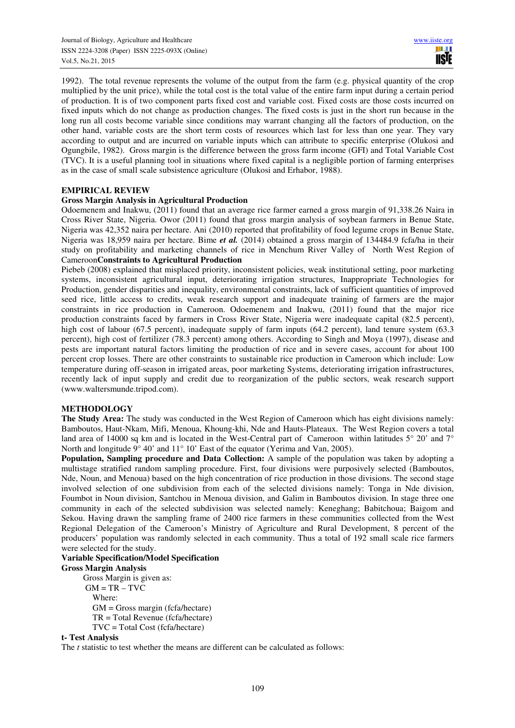1992). The total revenue represents the volume of the output from the farm (e.g. physical quantity of the crop multiplied by the unit price), while the total cost is the total value of the entire farm input during a certain period of production. It is of two component parts fixed cost and variable cost. Fixed costs are those costs incurred on fixed inputs which do not change as production changes. The fixed costs is just in the short run because in the long run all costs become variable since conditions may warrant changing all the factors of production, on the other hand, variable costs are the short term costs of resources which last for less than one year. They vary according to output and are incurred on variable inputs which can attribute to specific enterprise (Olukosi and Ogungbile, 1982). Gross margin is the difference between the gross farm income (GFI) and Total Variable Cost (TVC). It is a useful planning tool in situations where fixed capital is a negligible portion of farming enterprises as in the case of small scale subsistence agriculture (Olukosi and Erhabor, 1988).

## EMPIRICAL REVIEW

### Gross Margin Analysis in Agricultural Production

Odoemenem and Inakwu, (2011) found that an average rice farmer earned a gross margin of 91,338.26 Naira in Cross River State, Nigeria. Owor (2011) found that gross margin analysis of soybean farmers in Benue State, Nigeria was 42,352 naira per hectare. Ani (2010) reported that profitability of food legume crops in Benue State, Nigeria was 18,959 naira per hectare. Bime ***et al.*** (2014) obtained a gross margin of 134484.9 fcfa/ha in their study on profitability and marketing channels of rice in Menchum River Valley of North West Region of Cameroon

### Constraints to Agricultural Production

Piebeb (2008) explained that misplaced priority, inconsistent policies, weak institutional setting, poor marketing systems, inconsistent agricultural input, deteriorating irrigation structures, Inappropriate Technologies for Production, gender disparities and inequality, environmental constraints, lack of sufficient quantities of improved seed rice, little access to credits, weak research support and inadequate training of farmers are the major constraints in rice production in Cameroon. Odoemenem and Inakwu, (2011) found that the major rice production constraints faced by farmers in Cross River State, Nigeria were inadequate capital (82.5 percent), high cost of labour (67.5 percent), inadequate supply of farm inputs (64.2 percent), land tenure system (63.3 percent), high cost of fertilizer (78.3 percent) among others. According to Singh and Moya (1997), disease and pests are important natural factors limiting the production of rice and in severe cases, account for about 100 percent crop losses. There are other constraints to sustainable rice production in Cameroon which include: Low temperature during off-season in irrigated areas, poor marketing Systems, deteriorating irrigation infrastructures, recently lack of input supply and credit due to reorganization of the public sectors, weak research support (www.waltersmunde.tripod.com).

## METHODOLOGY

**The Study Area:** The study was conducted in the West Region of Cameroon which has eight divisions namely: Bamboutos, Haut-Nkam, Mifi, Menoua, Khoung-khi, Nde and Hauts-Plateaux. The West Region covers a total land area of 14000 sq km and is located in the West-Central part of Cameroon within latitudes 5° 20' and 7° North and longitude 9° 40' and 11° 10' East of the equator (Yerima and Van, 2005).

**Population, Sampling procedure and Data Collection:** A sample of the population was taken by adopting a multistage stratified random sampling procedure. First, four divisions were purposively selected (Bamboutos, Nde, Noun, and Menoua) based on the high concentration of rice production in those divisions. The second stage involved selection of one subdivision from each of the selected divisions namely: Tonga in Nde division, Foumbot in Noun division, Santchou in Menoua division, and Galim in Bamboutos division. In stage three one community in each of the selected subdivision was selected namely: Keneghang; Babitchoua; Baigom and Sekou. Having drawn the sampling frame of 2400 rice farmers in these communities collected from the West Regional Delegation of the Cameroon's Ministry of Agriculture and Rural Development, 8 percent of the producers' population was randomly selected in each community. Thus a total of 192 small scale rice farmers were selected for the study.

### Variable Specification/Model Specification

### Gross Margin Analysis

Gross Margin is given as:

$$GM = TR - TVC$$

Where:

GM = Gross margin (fcfa/hectare)

TR = Total Revenue (fcfa/hectare)

TVC = Total Cost (fcfa/hectare)

### t- Test Analysis

The *t* statistic to test whether the means are different can be calculated as follows: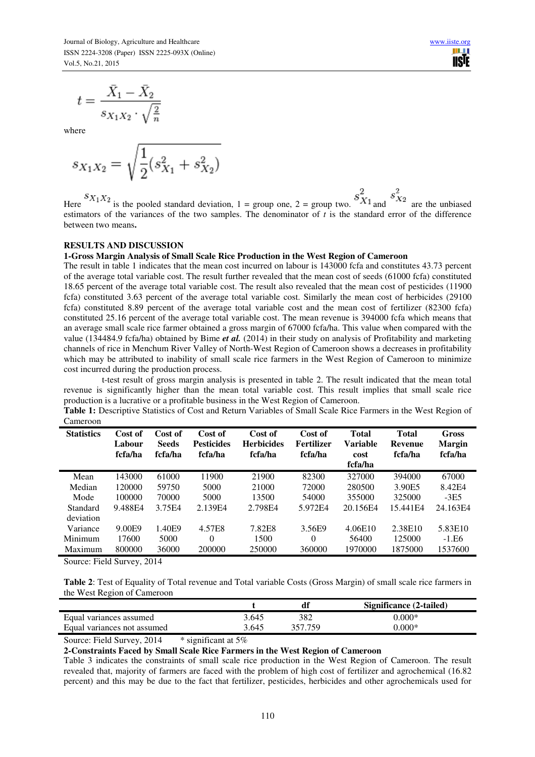$$t = \frac{\bar{X}_1 - \bar{X}_2}{s_{X_1X_2} \cdot \sqrt{\frac{2}{n}}}$$

where

$$s_{X_1X_2} = \sqrt{\frac{1}{2}(s_{X_1}^2 + s_{X_2}^2)}$$

Here $s_{X_1X_2}$ is the pooled standard deviation, 1 = group one, 2 = group two. $s_{X_1}^2$ and $s_{X_2}^2$ are the unbiased estimators of the variances of the two samples. The denominator of *t* is the standard error of the difference between two means**.**

## RESULTS AND DISCUSSION

### 1-Gross Margin Analysis of Small Scale Rice Production in the West Region of Cameroon

The result in table 1 indicates that the mean cost incurred on labour is 143000 fcfa and constitutes 43.73 percent of the average total variable cost. The result further revealed that the mean cost of seeds (61000 fcfa) constituted 18.65 percent of the average total variable cost. The result also revealed that the mean cost of pesticides (11900 fcfa) constituted 3.63 percent of the average total variable cost. Similarly the mean cost of herbicides (29100 fcfa) constituted 8.89 percent of the average total variable cost and the mean cost of fertilizer (82300 fcfa) constituted 25.16 percent of the average total variable cost. The mean revenue is 394000 fcfa which means that an average small scale rice farmer obtained a gross margin of 67000 fcfa/ha. This value when compared with the value (134484.9 fcfa/ha) obtained by Bime ***et al.*** (2014) in their study on analysis of Profitability and marketing channels of rice in Menchum River Valley of North-West Region of Cameroon shows a decreases in profitability which may be attributed to inability of small scale rice farmers in the West Region of Cameroon to minimize cost incurred during the production process.

t-test result of gross margin analysis is presented in table 2. The result indicated that the mean total revenue is significantly higher than the mean total variable cost. This result implies that small scale rice production is a lucrative or a profitable business in the West Region of Cameroon.

**Table 1:** Descriptive Statistics of Cost and Return Variables of Small Scale Rice Farmers in the West Region of Cameroon

| Statistics | Cost of Labour fcfa/ha | Cost of Seeds fcfa/ha | Cost of Pesticides fcfa/ha | Cost of Herbicides fcfa/ha | Cost of Fertilizer fcfa/ha | Total Variable cost fcfa/ha | Total Revenue fcfa/ha | Gross Margin fcfa/ha |
|---|---|---|---|---|---|---|---|---|
| Mean | 143000 | 61000 | 11900 | 21900 | 82300 | 327000 | 394000 | 67000 |
| Median | 120000 | 59750 | 5000 | 21000 | 72000 | 280500 | 3.90E5 | 8.42E4 |
| Mode | 100000 | 70000 | 5000 | 13500 | 54000 | 355000 | 325000 | -3E5 |
| Standard deviation | 9.488E4 | 3.75E4 | 2.139E4 | 2.798E4 | 5.972E4 | 20.156E4 | 15.441E4 | 24.163E4 |
| Variance | 9.00E9 | 1.40E9 | 4.57E8 | 7.82E8 | 3.56E9 | 4.06E10 | 2.38E10 | 5.83E10 |
| Minimum | 17600 | 5000 | 0 | 1500 | 0 | 56400 | 125000 | -1.E6 |
| Maximum | 800000 | 36000 | 200000 | 250000 | 360000 | 1970000 | 1875000 | 1537600 |

Source: Field Survey, 2014

**Table 2**: Test of Equality of Total revenue and Total variable Costs (Gross Margin) of small scale rice farmers in the West Region of Cameroon

| | t | df | Significance (2-tailed) |
|---|---|---|---|
| Equal variances assumed | 3.645 | 382 | 0.000* |
| Equal variances not assumed | 3.645 | 357.759 | 0.000* |

Source: Field Survey, 2014 * significant at 5%

### 2-Constraints Faced by Small Scale Rice Farmers in the West Region of Cameroon

Table 3 indicates the constraints of small scale rice production in the West Region of Cameroon. The result revealed that, majority of farmers are faced with the problem of high cost of fertilizer and agrochemical (16.82 percent) and this may be due to the fact that fertilizer, pesticides, herbicides and other agrochemicals used for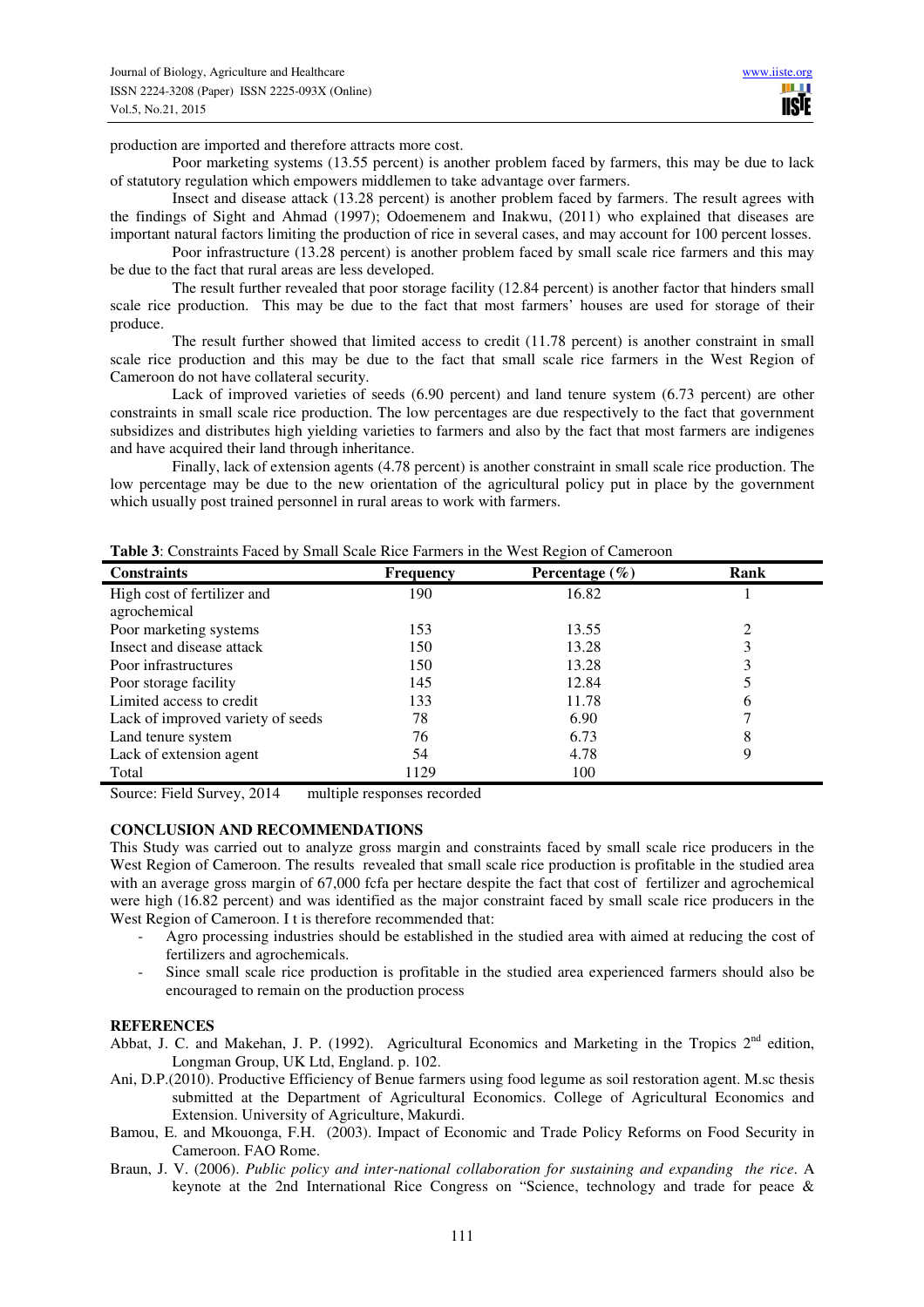production are imported and therefore attracts more cost.

Poor marketing systems (13.55 percent) is another problem faced by farmers, this may be due to lack of statutory regulation which empowers middlemen to take advantage over farmers.

Insect and disease attack (13.28 percent) is another problem faced by farmers. The result agrees with the findings of Sight and Ahmad (1997); Odoemenem and Inakwu, (2011) who explained that diseases are important natural factors limiting the production of rice in several cases, and may account for 100 percent losses.

Poor infrastructure (13.28 percent) is another problem faced by small scale rice farmers and this may be due to the fact that rural areas are less developed.

The result further revealed that poor storage facility (12.84 percent) is another factor that hinders small scale rice production. This may be due to the fact that most farmers' houses are used for storage of their produce.

The result further showed that limited access to credit (11.78 percent) is another constraint in small scale rice production and this may be due to the fact that small scale rice farmers in the West Region of Cameroon do not have collateral security.

Lack of improved varieties of seeds (6.90 percent) and land tenure system (6.73 percent) are other constraints in small scale rice production. The low percentages are due respectively to the fact that government subsidizes and distributes high yielding varieties to farmers and also by the fact that most farmers are indigenes and have acquired their land through inheritance.

Finally, lack of extension agents (4.78 percent) is another constraint in small scale rice production. The low percentage may be due to the new orientation of the agricultural policy put in place by the government which usually post trained personnel in rural areas to work with farmers.

**Table 3**: Constraints Faced by Small Scale Rice Farmers in the West Region of Cameroon

| Constraints | Frequency | Percentage (%) | Rank |
|---|---|---|---|
| High cost of fertilizer and agrochemical | 190 | 16.82 | 1 |
| Poor marketing systems | 153 | 13.55 | 2 |
| Insect and disease attack | 150 | 13.28 | 3 |
| Poor infrastructures | 150 | 13.28 | 3 |
| Poor storage facility | 145 | 12.84 | 5 |
| Limited access to credit | 133 | 11.78 | 6 |
| Lack of improved variety of seeds | 78 | 6.90 | 7 |
| Land tenure system | 76 | 6.73 | 8 |
| Lack of extension agent | 54 | 4.78 | 9 |
| Total | 1129 | 100 | |

Source: Field Survey, 2014 multiple responses recorded

## CONCLUSION AND RECOMMENDATIONS

This Study was carried out to analyze gross margin and constraints faced by small scale rice producers in the West Region of Cameroon. The results revealed that small scale rice production is profitable in the studied area with an average gross margin of 67,000 fcfa per hectare despite the fact that cost of fertilizer and agrochemical were high (16.82 percent) and was identified as the major constraint faced by small scale rice producers in the West Region of Cameroon. I t is therefore recommended that:

- Agro processing industries should be established in the studied area with aimed at reducing the cost of fertilizers and agrochemicals.
- Since small scale rice production is profitable in the studied area experienced farmers should also be encouraged to remain on the production process

## REFERENCES

Abbat, J. C. and Makehan, J. P. (1992). Agricultural Economics and Marketing in the Tropics 2nd edition, Longman Group, UK Ltd, England. p. 102.

Ani, D.P.(2010). Productive Efficiency of Benue farmers using food legume as soil restoration agent. M.sc thesis submitted at the Department of Agricultural Economics. College of Agricultural Economics and Extension. University of Agriculture, Makurdi.

Bamou, E. and Mkouonga, F.H. (2003). Impact of Economic and Trade Policy Reforms on Food Security in Cameroon. FAO Rome.

Braun, J. V. (2006). *Public policy and inter-national collaboration for sustaining and expanding the rice*. A keynote at the 2nd International Rice Congress on "Science, technology and trade for peace &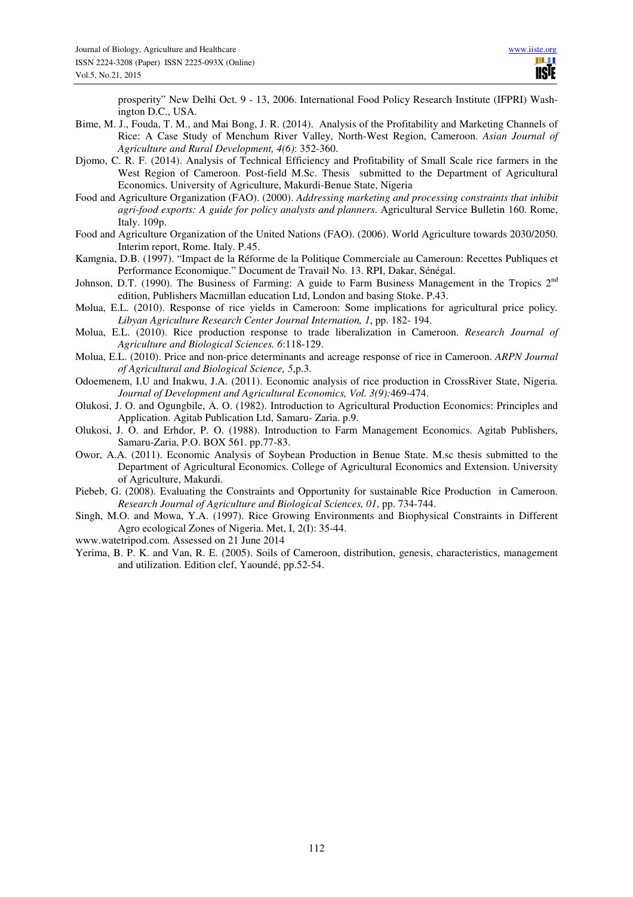prosperity" New Delhi Oct. 9 - 13, 2006. International Food Policy Research Institute (IFPRI) Washington D.C., USA.

Bime, M. J., Fouda, T. M., and Mai Bong, J. R. (2014). Analysis of the Profitability and Marketing Channels of Rice: A Case Study of Menchum River Valley, North-West Region, Cameroon. *Asian Journal of Agriculture and Rural Development, 4(6)*: 352-360.

Djomo, C. R. F. (2014). Analysis of Technical Efficiency and Profitability of Small Scale rice farmers in the West Region of Cameroon. Post-field M.Sc. Thesis submitted to the Department of Agricultural Economics. University of Agriculture, Makurdi-Benue State, Nigeria

Food and Agriculture Organization (FAO). (2000). *Addressing marketing and processing constraints that inhibit agri-food exports: A guide for policy analysts and planners*. Agricultural Service Bulletin 160. Rome, Italy. 109p.

Food and Agriculture Organization of the United Nations (FAO). (2006). World Agriculture towards 2030/2050. Interim report, Rome. Italy. P.45.

Kamgnia, D.B. (1997). "Impact de la Réforme de la Politique Commerciale au Cameroun: Recettes Publiques et Performance Economique." Document de Travail No. 13. RPI, Dakar, Sénégal.

Johnson, D.T. (1990). The Business of Farming: A guide to Farm Business Management in the Tropics 2nd edition, Publishers Macmillan education Ltd, London and basing Stoke. P.43.

Molua, E.L. (2010). Response of rice yields in Cameroon: Some implications for agricultural price policy. *Libyan Agriculture Research Center Journal Internation, 1*, pp. 182- 194.

Molua, E.L. (2010). Rice production response to trade liberalization in Cameroon. *Research Journal of Agriculture and Biological Sciences. 6*:118-129.

Molua, E.L. (2010). Price and non-price determinants and acreage response of rice in Cameroon. *ARPN Journal of Agricultural and Biological Science, 5*,p.3.

Odoemenem, I.U and Inakwu, J.A. (2011). Economic analysis of rice production in CrossRiver State, Nigeria. *Journal of Development and Agricultural Economics, Vol. 3(9):*469-474.

Olukosi, J. O. and Ogungbile, A. O. (1982). Introduction to Agricultural Production Economics: Principles and Application. Agitab Publication Ltd, Samaru- Zaria. p.9.

Olukosi, J. O. and Erhdor, P. O. (1988). Introduction to Farm Management Economics. Agitab Publishers, Samaru-Zaria, P.O. BOX 561. pp.77-83.

Owor, A.A. (2011). Economic Analysis of Soybean Production in Benue State. M.sc thesis submitted to the Department of Agricultural Economics. College of Agricultural Economics and Extension. University of Agriculture, Makurdi.

Piebeb, G. (2008). Evaluating the Constraints and Opportunity for sustainable Rice Production in Cameroon. *Research Journal of Agriculture and Biological Sciences, 01*, pp. 734-744.

Singh, M.O. and Mowa, Y.A. (1997). Rice Growing Environments and Biophysical Constraints in Different Agro ecological Zones of Nigeria. Met, I, 2(I): 35-44.

www.watetripod.com. Assessed on 21 June 2014

Yerima, B. P. K. and Van, R. E. (2005). Soils of Cameroon, distribution, genesis, characteristics, management and utilization. Edition clef, Yaoundé, pp.52-54.